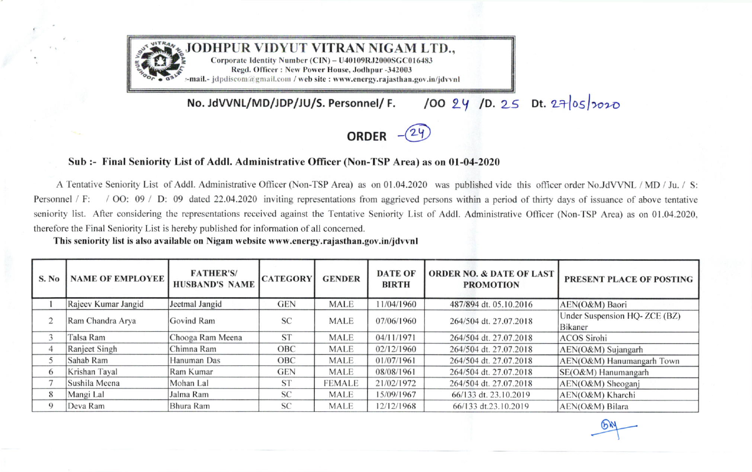# JODHPUR VIDYUT VITRAN NIGAM LTD.,

Corporate Identity Number (CIN) – U40109RJ2000SGC016483
Regd. Officer : New Power House, Jodhpur -342003
E-mail.- jdpdiscom@gmail.com / web site : www.energy.rajasthan.gov.in/jdvvnl

**No. JdVVNL/MD/JDP/JU/S. Personnel/ F. /OO 24 /D. 25 Dt. 27/05/2020**

## ORDER -(24)

**Sub :- Final Seniority List of Addl. Administrative Officer (Non-TSP Area) as on 01-04-2020**

A Tentative Seniority List of Addl. Administrative Officer (Non-TSP Area) as on 01.04.2020 was published vide this officer order No.JdVVNL / MD / Ju. / S: Personnel / F: / OO: 09 / D: 09 dated 22.04.2020 inviting representations from aggrieved persons within a period of thirty days of issuance of above tentative seniority list. After considering the representations received against the Tentative Seniority List of Addl. Administrative Officer (Non-TSP Area) as on 01.04.2020, therefore the Final Seniority List is hereby published for information of all concerned.

**This seniority list is also available on Nigam website www.energy.rajasthan.gov.in/jdvvnl**

| S. No | NAME OF EMPLOYEE | FATHER'S/ HUSBAND'S NAME | CATEGORY | GENDER | DATE OF BIRTH | ORDER NO. & DATE OF LAST PROMOTION | PRESENT PLACE OF POSTING |
|---|---|---|---|---|---|---|---|
| 1 | Rajeev Kumar Jangid | Jeetmal Jangid | GEN | MALE | 11/04/1960 | 487/894 dt. 05.10.2016 | AEN(O&M) Baori |
| 2 | Ram Chandra Arya | Govind Ram | SC | MALE | 07/06/1960 | 264/504 dt. 27.07.2018 | Under Suspension HQ- ZCE (BZ) Bikaner |
| 3 | Talsa Ram | Chooga Ram Meena | ST | MALE | 04/11/1971 | 264/504 dt. 27.07.2018 | ACOS Sirohi |
| 4 | Ranjeet Singh | Chimna Ram | OBC | MALE | 02/12/1960 | 264/504 dt. 27.07.2018 | AEN(O&M) Sujangarh |
| 5 | Sahab Ram | Hanuman Das | OBC | MALE | 01/07/1961 | 264/504 dt. 27.07.2018 | AEN(O&M) Hanumangarh Town |
| 6 | Krishan Tayal | Ram Kumar | GEN | MALE | 08/08/1961 | 264/504 dt. 27.07.2018 | SE(O&M) Hanumangarh |
| 7 | Sushila Meena | Mohan Lal | ST | FEMALE | 21/02/1972 | 264/504 dt. 27.07.2018 | AEN(O&M) Sheoganj |
| 8 | Mangi Lal | Jalma Ram | SC | MALE | 15/09/1967 | 66/133 dt. 23.10.2019 | AEN(O&M) Kharchi |
| 9 | Deva Ram | Bhura Ram | SC | MALE | 12/12/1968 | 66/133 dt.23.10.2019 | AEN(O&M) Bilara |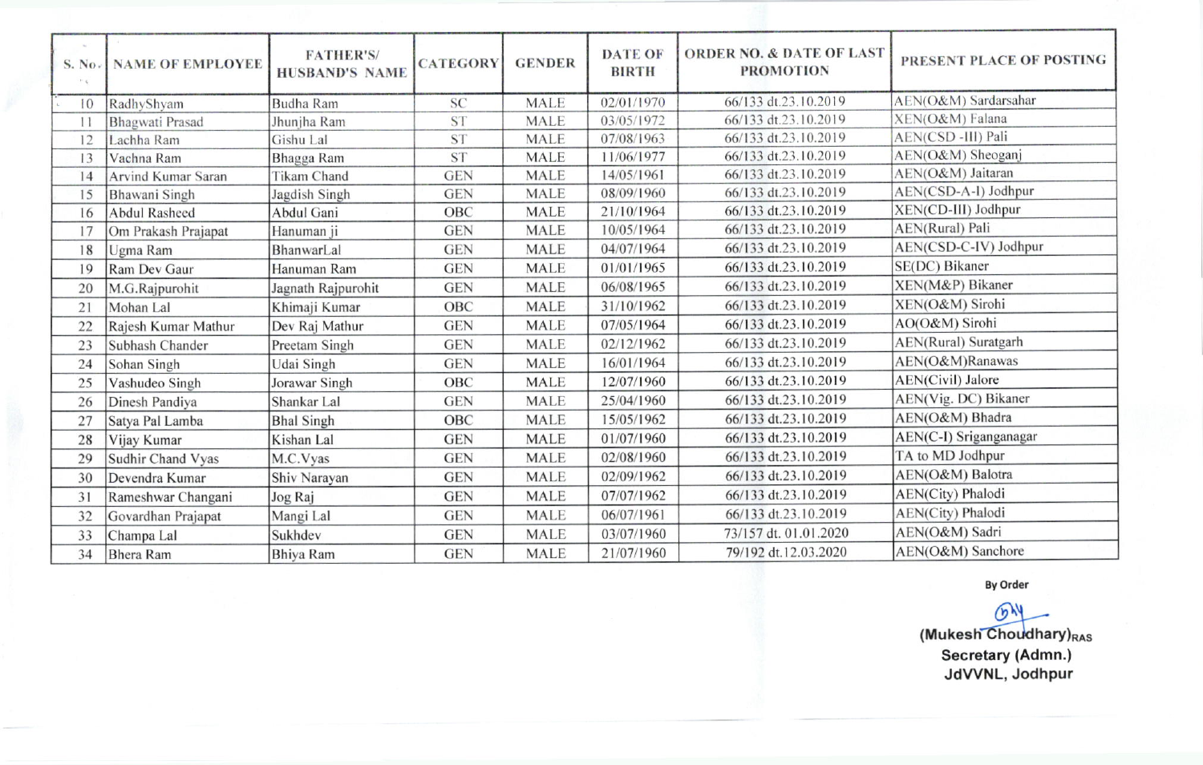| S. No. | NAME OF EMPLOYEE | FATHER'S/ HUSBAND'S NAME | CATEGORY | GENDER | DATE OF BIRTH | ORDER NO. & DATE OF LAST PROMOTION | PRESENT PLACE OF POSTING |
|---|---|---|---|---|---|---|---|
| 10 | RadhyShyam | Budha Ram | SC | MALE | 02/01/1970 | 66/133 dt.23.10.2019 | AEN(O&M) Sardarsahar |
| 11 | Bhagwati Prasad | Jhunjha Ram | ST | MALE | 03/05/1972 | 66/133 dt.23.10.2019 | XEN(O&M) Falana |
| 12 | Lachha Ram | Gishu Lal | ST | MALE | 07/08/1963 | 66/133 dt.23.10.2019 | AEN(CSD -III) Pali |
| 13 | Vachna Ram | Bhagga Ram | ST | MALE | 11/06/1977 | 66/133 dt.23.10.2019 | AEN(O&M) Sheoganj |
| 14 | Arvind Kumar Saran | Tikam Chand | GEN | MALE | 14/05/1961 | 66/133 dt.23.10.2019 | AEN(O&M) Jaitaran |
| 15 | Bhawani Singh | Jagdish Singh | GEN | MALE | 08/09/1960 | 66/133 dt.23.10.2019 | AEN(CSD-A-I) Jodhpur |
| 16 | Abdul Rasheed | Abdul Gani | OBC | MALE | 21/10/1964 | 66/133 dt.23.10.2019 | XEN(CD-III) Jodhpur |
| 17 | Om Prakash Prajapat | Hanuman ji | GEN | MALE | 10/05/1964 | 66/133 dt.23.10.2019 | AEN(Rural) Pali |
| 18 | Ugma Ram | BhanwarLal | GEN | MALE | 04/07/1964 | 66/133 dt.23.10.2019 | AEN(CSD-C-IV) Jodhpur |
| 19 | Ram Dev Gaur | Hanuman Ram | GEN | MALE | 01/01/1965 | 66/133 dt.23.10.2019 | SE(DC) Bikaner |
| 20 | M.G.Rajpurohit | Jagnath Rajpurohit | GEN | MALE | 06/08/1965 | 66/133 dt.23.10.2019 | XEN(M&P) Bikaner |
| 21 | Mohan Lal | Khimaji Kumar | OBC | MALE | 31/10/1962 | 66/133 dt.23.10.2019 | XEN(O&M) Sirohi |
| 22 | Rajesh Kumar Mathur | Dev Raj Mathur | GEN | MALE | 07/05/1964 | 66/133 dt.23.10.2019 | AO(O&M) Sirohi |
| 23 | Subhash Chander | Preetam Singh | GEN | MALE | 02/12/1962 | 66/133 dt.23.10.2019 | AEN(Rural) Suratgarh |
| 24 | Sohan Singh | Udai Singh | GEN | MALE | 16/01/1964 | 66/133 dt.23.10.2019 | AEN(O&M)Ranawas |
| 25 | Vashudeo Singh | Jorawar Singh | OBC | MALE | 12/07/1960 | 66/133 dt.23.10.2019 | AEN(Civil) Jalore |
| 26 | Dinesh Pandiya | Shankar Lal | GEN | MALE | 25/04/1960 | 66/133 dt.23.10.2019 | AEN(Vig. DC) Bikaner |
| 27 | Satya Pal Lamba | Bhal Singh | OBC | MALE | 15/05/1962 | 66/133 dt.23.10.2019 | AEN(O&M) Bhadra |
| 28 | Vijay Kumar | Kishan Lal | GEN | MALE | 01/07/1960 | 66/133 dt.23.10.2019 | AEN(C-I) Sriganganagar |
| 29 | Sudhir Chand Vyas | M.C.Vyas | GEN | MALE | 02/08/1960 | 66/133 dt.23.10.2019 | TA to MD Jodhpur |
| 30 | Devendra Kumar | Shiv Narayan | GEN | MALE | 02/09/1962 | 66/133 dt.23.10.2019 | AEN(O&M) Balotra |
| 31 | Rameshwar Changani | Jog Raj | GEN | MALE | 07/07/1962 | 66/133 dt.23.10.2019 | AEN(City) Phalodi |
| 32 | Govardhan Prajapat | Mangi Lal | GEN | MALE | 06/07/1961 | 66/133 dt.23.10.2019 | AEN(City) Phalodi |
| 33 | Champa Lal | Sukhdev | GEN | MALE | 03/07/1960 | 73/157 dt. 01.01.2020 | AEN(O&M) Sadri |
| 34 | Bhera Ram | Bhiya Ram | GEN | MALE | 21/07/1960 | 79/192 dt.12.03.2020 | AEN(O&M) Sanchore |

**By Order**

**(Mukesh Choudhary)RAS**
**Secretary (Admn.)**
**JdVVNL, Jodhpur**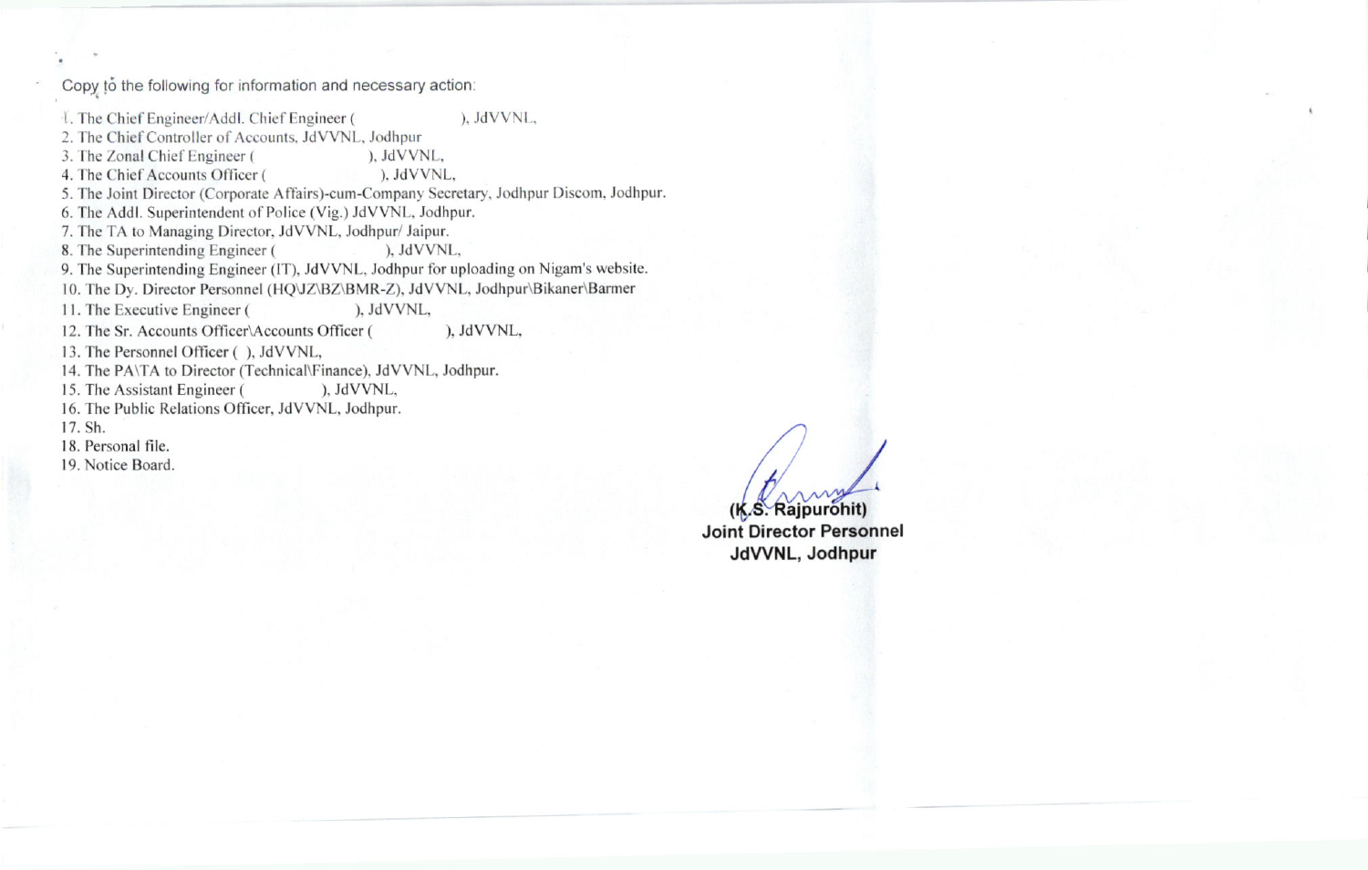Copy to the following for information and necessary action:

1. The Chief Engineer/Addl. Chief Engineer ( ), JdVVNL,
2. The Chief Controller of Accounts, JdVVNL, Jodhpur
3. The Zonal Chief Engineer ( ), JdVVNL,
4. The Chief Accounts Officer ( ), JdVVNL,
5. The Joint Director (Corporate Affairs)-cum-Company Secretary, Jodhpur Discom, Jodhpur.
6. The Addl. Superintendent of Police (Vig.) JdVVNL, Jodhpur.
7. The TA to Managing Director, JdVVNL, Jodhpur/ Jaipur.
8. The Superintending Engineer ( ), JdVVNL,
9. The Superintending Engineer (IT), JdVVNL, Jodhpur for uploading on Nigam's website.
10. The Dy. Director Personnel (HQ\JZ\BZ\BMR-Z), JdVVNL, Jodhpur\Bikaner\Barmer
11. The Executive Engineer ( ), JdVVNL,
12. The Sr. Accounts Officer\Accounts Officer ( ), JdVVNL,
13. The Personnel Officer ( ), JdVVNL,
14. The PA\TA to Director (Technical\Finance), JdVVNL, Jodhpur.
15. The Assistant Engineer ( ), JdVVNL,
16. The Public Relations Officer, JdVVNL, Jodhpur.
17. Sh.
18. Personal file.
19. Notice Board.

**(K.S. Rajpurohit)**
**Joint Director Personnel**
**JdVVNL, Jodhpur**